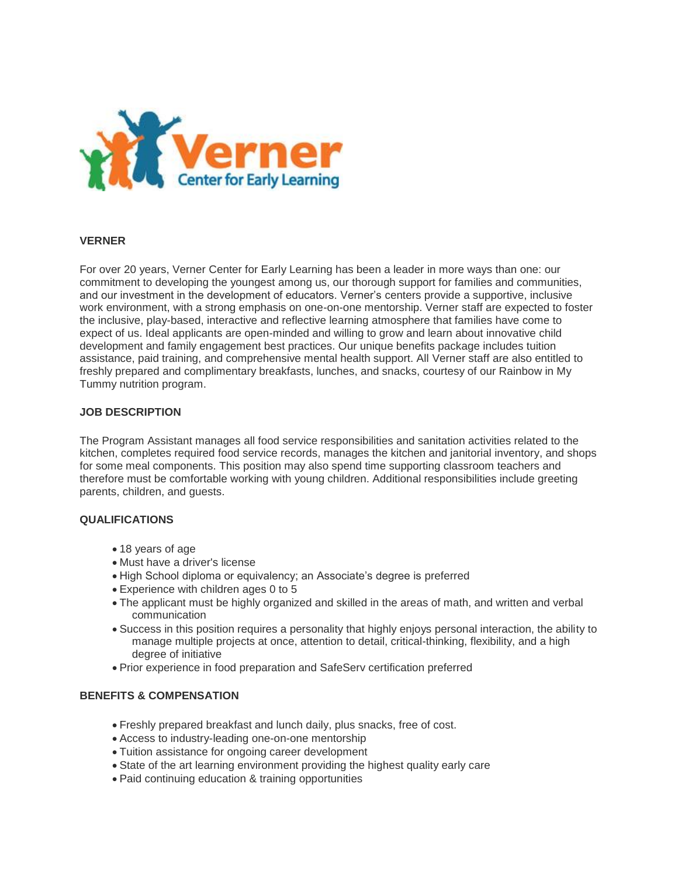## VERNER

For over 20 years, Verner Center for Early Learning has been a leader in more ways than one: our commitment to developing the youngest among us, our thorough support for families and communities, and our investment in the development of educators. Verner's centers provide a supportive, inclusive work environment, with a strong emphasis on one-on-one mentorship. Verner staff are expected to foster the inclusive, play-based, interactive and reflective learning atmosphere that families have come to expect of us. Ideal applicants are open-minded and willing to grow and learn about innovative child development and family engagement best practices. Our unique benefits package includes tuition assistance, paid training, and comprehensive mental health support. All Verner staff are also entitled to freshly prepared and complimentary breakfasts, lunches, and snacks, courtesy of our Rainbow in My Tummy nutrition program.

## JOB DESCRIPTION

The Program Assistant manages all food service responsibilities and sanitation activities related to the kitchen, completes required food service records, manages the kitchen and janitorial inventory, and shops for some meal components. This position may also spend time supporting classroom teachers and therefore must be comfortable working with young children. Additional responsibilities include greeting parents, children, and guests.

## QUALIFICATIONS

- 18 years of age
- Must have a driver's license
- High School diploma or equivalency; an Associate's degree is preferred
- Experience with children ages 0 to 5
- The applicant must be highly organized and skilled in the areas of math, and written and verbal communication
- Success in this position requires a personality that highly enjoys personal interaction, the ability to manage multiple projects at once, attention to detail, critical-thinking, flexibility, and a high degree of initiative
- Prior experience in food preparation and SafeServ certification preferred

## BENEFITS & COMPENSATION

- Freshly prepared breakfast and lunch daily, plus snacks, free of cost.
- Access to industry-leading one-on-one mentorship
- Tuition assistance for ongoing career development
- State of the art learning environment providing the highest quality early care
- Paid continuing education & training opportunities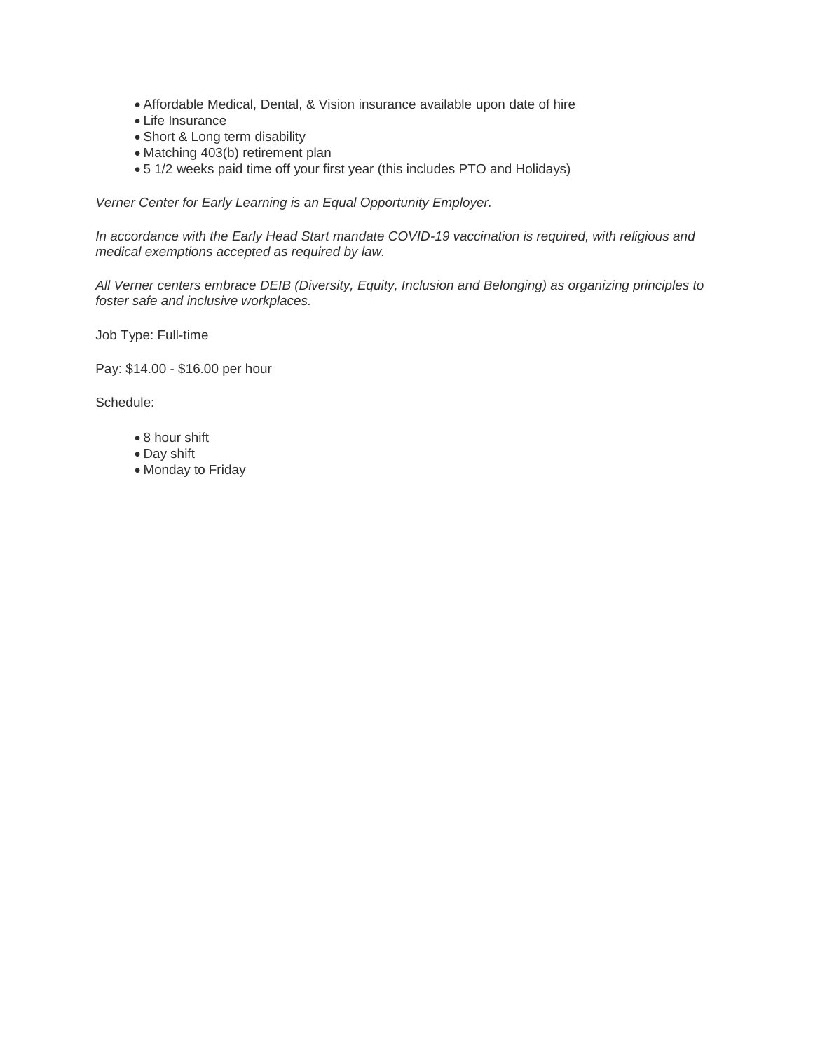- Affordable Medical, Dental, & Vision insurance available upon date of hire
- Life Insurance
- Short & Long term disability
- Matching 403(b) retirement plan
- 5 1/2 weeks paid time off your first year (this includes PTO and Holidays)

*Verner Center for Early Learning is an Equal Opportunity Employer.*

*In accordance with the Early Head Start mandate COVID-19 vaccination is required, with religious and medical exemptions accepted as required by law.*

*All Verner centers embrace DEIB (Diversity, Equity, Inclusion and Belonging) as organizing principles to foster safe and inclusive workplaces.*

Job Type: Full-time

Pay: $14.00 - $16.00 per hour

Schedule:

- 8 hour shift
- Day shift
- Monday to Friday